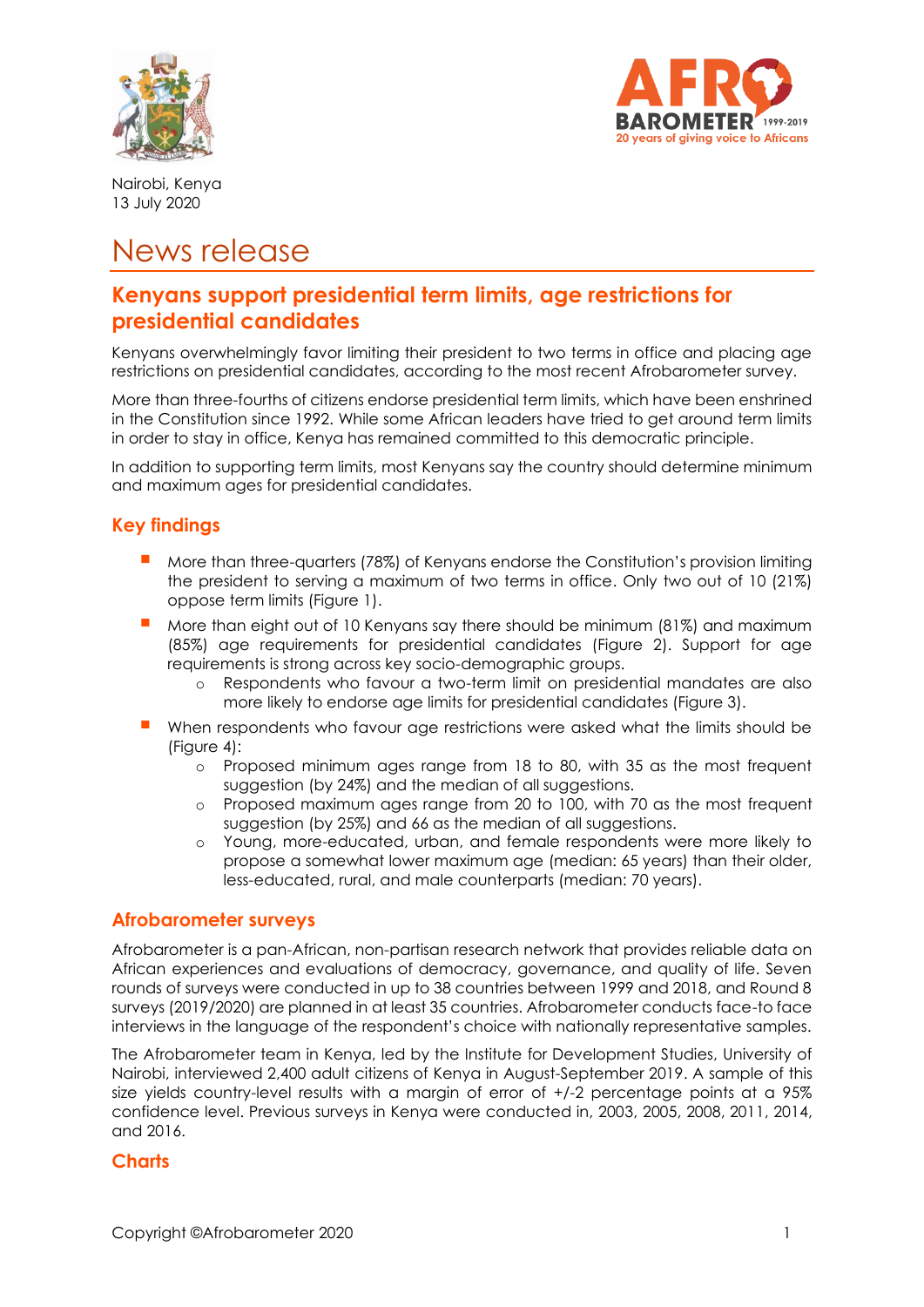Nairobi, Kenya
13 July 2020

# News release

## Kenyans support presidential term limits, age restrictions for presidential candidates

Kenyans overwhelmingly favor limiting their president to two terms in office and placing age restrictions on presidential candidates, according to the most recent Afrobarometer survey.

More than three-fourths of citizens endorse presidential term limits, which have been enshrined in the Constitution since 1992. While some African leaders have tried to get around term limits in order to stay in office, Kenya has remained committed to this democratic principle.

In addition to supporting term limits, most Kenyans say the country should determine minimum and maximum ages for presidential candidates.

### Key findings

- More than three-quarters (78%) of Kenyans endorse the Constitution's provision limiting the president to serving a maximum of two terms in office. Only two out of 10 (21%) oppose term limits (Figure 1).
- More than eight out of 10 Kenyans say there should be minimum (81%) and maximum (85%) age requirements for presidential candidates (Figure 2). Support for age requirements is strong across key socio-demographic groups.
    - Respondents who favour a two-term limit on presidential mandates are also more likely to endorse age limits for presidential candidates (Figure 3).
- When respondents who favour age restrictions were asked what the limits should be (Figure 4):
    - Proposed minimum ages range from 18 to 80, with 35 as the most frequent suggestion (by 24%) and the median of all suggestions.
    - Proposed maximum ages range from 20 to 100, with 70 as the most frequent suggestion (by 25%) and 66 as the median of all suggestions.
    - Young, more-educated, urban, and female respondents were more likely to propose a somewhat lower maximum age (median: 65 years) than their older, less-educated, rural, and male counterparts (median: 70 years).

### Afrobarometer surveys

Afrobarometer is a pan-African, non-partisan research network that provides reliable data on African experiences and evaluations of democracy, governance, and quality of life. Seven rounds of surveys were conducted in up to 38 countries between 1999 and 2018, and Round 8 surveys (2019/2020) are planned in at least 35 countries. Afrobarometer conducts face-to face interviews in the language of the respondent's choice with nationally representative samples.

The Afrobarometer team in Kenya, led by the Institute for Development Studies, University of Nairobi, interviewed 2,400 adult citizens of Kenya in August-September 2019. A sample of this size yields country-level results with a margin of error of +/-2 percentage points at a 95% confidence level. Previous surveys in Kenya were conducted in, 2003, 2005, 2008, 2011, 2014, and 2016.

### Charts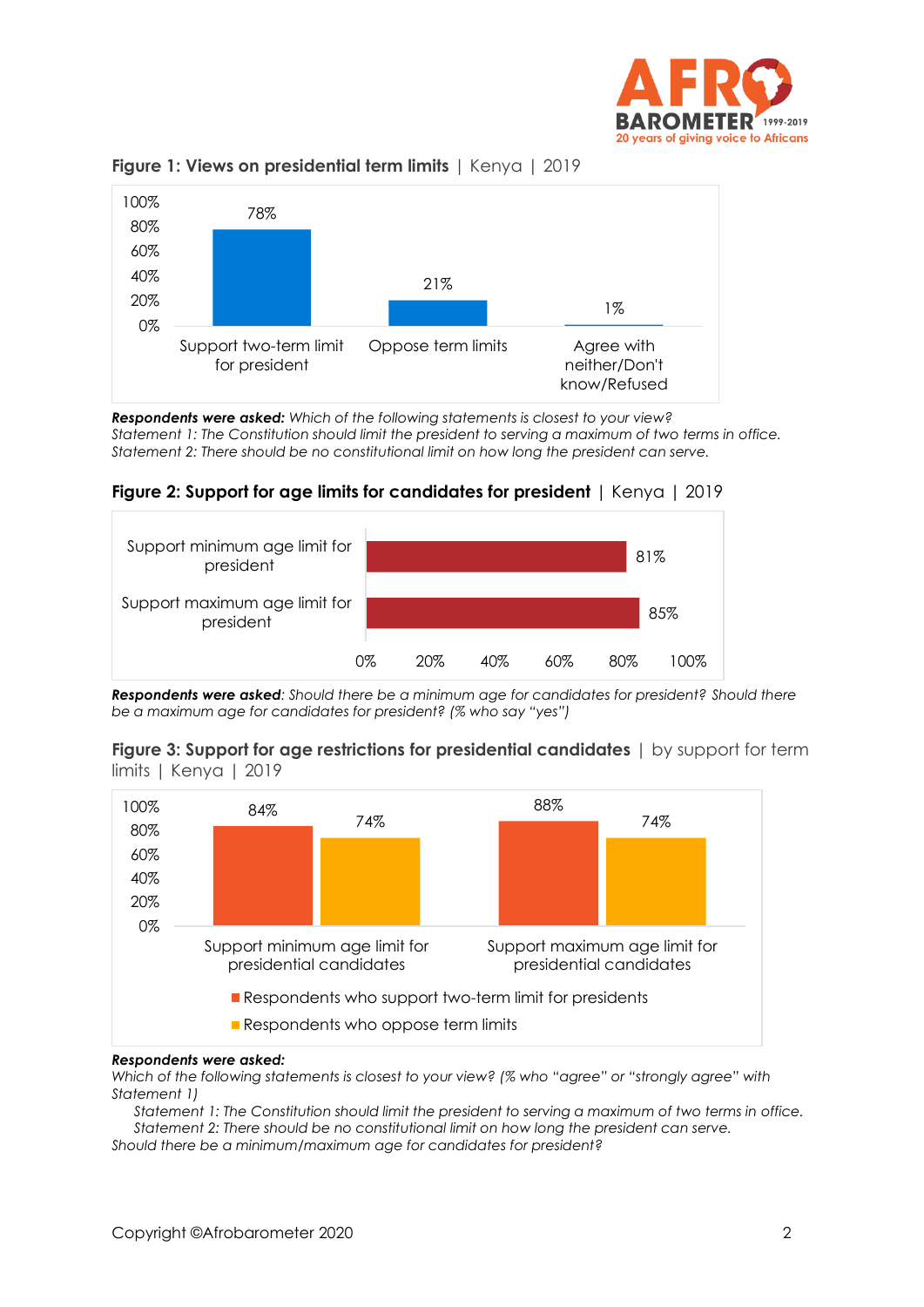**Figure 1: Views on presidential term limits** | Kenya | 2019

| | % |
|---|---|
| Support two-term limit for president | 78% |
| Oppose term limits | 21% |
| Agree with neither/Don't know/Refused | 1% |

***Respondents were asked:** Which of the following statements is closest to your view?*
*Statement 1: The Constitution should limit the president to serving a maximum of two terms in office.*
*Statement 2: There should be no constitutional limit on how long the president can serve.*

**Figure 2: Support for age limits for candidates for president** | Kenya | 2019

| | % |
|---|---|
| Support minimum age limit for president | 81% |
| Support maximum age limit for president | 85% |

***Respondents were asked**: Should there be a minimum age for candidates for president? Should there be a maximum age for candidates for president? (% who say "yes")*

**Figure 3: Support for age restrictions for presidential candidates** | by support for term limits | Kenya | 2019

| | Respondents who support two-term limit for presidents | Respondents who oppose term limits |
|---|---|---|
| Support minimum age limit for presidential candidates | 84% | 74% |
| Support maximum age limit for presidential candidates | 88% | 74% |

***Respondents were asked:***
*Which of the following statements is closest to your view? (% who "agree" or "strongly agree" with Statement 1)*
*Statement 1: The Constitution should limit the president to serving a maximum of two terms in office.*
*Statement 2: There should be no constitutional limit on how long the president can serve.*
*Should there be a minimum/maximum age for candidates for president?*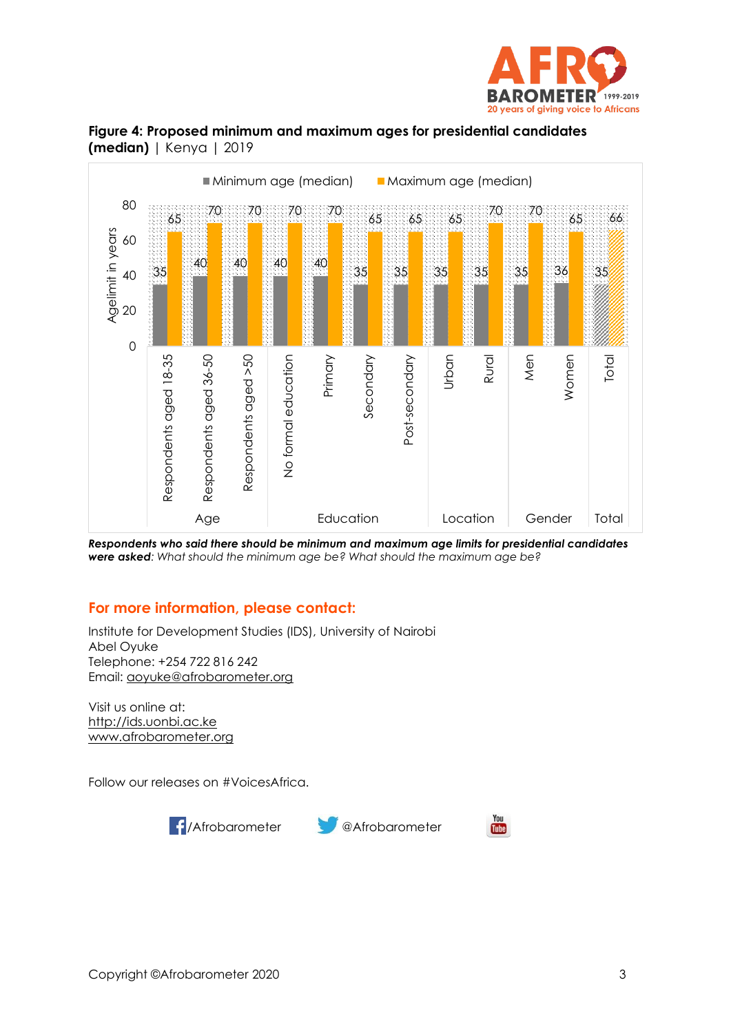**Figure 4: Proposed minimum and maximum ages for presidential candidates (median)** | Kenya | 2019

Minimum age (median)
Maximum age (median)

Agelimit in years

80
60
40
20
0

35 65
40 70
40 70
40 70
40 70
35 65
35 65
35 65
35 70
35 70
36 65
35 66

Respondents aged 18-35
Respondents aged 36-50
Respondents aged >50
No formal education
Primary
Secondary
Post-secondary
Urban
Rural
Men
Women
Total

Age
Education
Location
Gender
Total

***Respondents who said there should be minimum and maximum age limits for presidential candidates were asked****: What should the minimum age be? What should the maximum age be?*

## For more information, please contact:

Institute for Development Studies (IDS), University of Nairobi
Abel Oyuke
Telephone: +254 722 816 242
Email: aoyuke@afrobarometer.org

Visit us online at:
http://ids.uonbi.ac.ke
www.afrobarometer.org

Follow our releases on #VoicesAfrica.

/Afrobarometer @Afrobarometer

Copyright ©Afrobarometer 2020